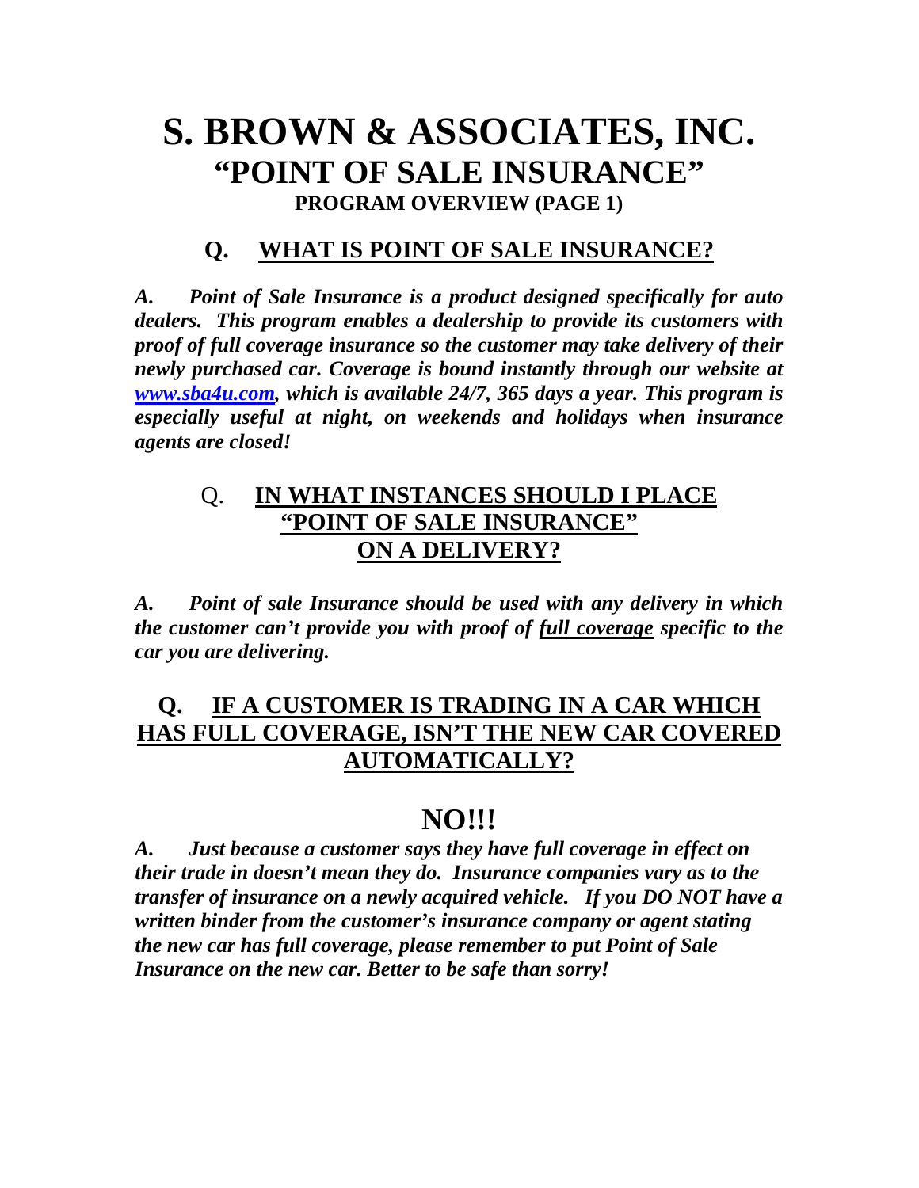# S. BROWN & ASSOCIATES, INC.

## "POINT OF SALE INSURANCE"

### PROGRAM OVERVIEW (PAGE 1)

## Q. WHAT IS POINT OF SALE INSURANCE?

***A. Point of Sale Insurance is a product designed specifically for auto dealers. This program enables a dealership to provide its customers with proof of full coverage insurance so the customer may take delivery of their newly purchased car. Coverage is bound instantly through our website at [www.sba4u.com](http://www.sba4u.com), which is available 24/7, 365 days a year. This program is especially useful at night, on weekends and holidays when insurance agents are closed!***

## Q. IN WHAT INSTANCES SHOULD I PLACE "POINT OF SALE INSURANCE" ON A DELIVERY?

***A. Point of sale Insurance should be used with any delivery in which the customer can't provide you with proof of <u>full coverage</u> specific to the car you are delivering.***

## Q. IF A CUSTOMER IS TRADING IN A CAR WHICH HAS FULL COVERAGE, ISN'T THE NEW CAR COVERED AUTOMATICALLY?

## NO!!!

***A. Just because a customer says they have full coverage in effect on their trade in doesn't mean they do. Insurance companies vary as to the transfer of insurance on a newly acquired vehicle. If you DO NOT have a written binder from the customer's insurance company or agent stating the new car has full coverage, please remember to put Point of Sale Insurance on the new car. Better to be safe than sorry!***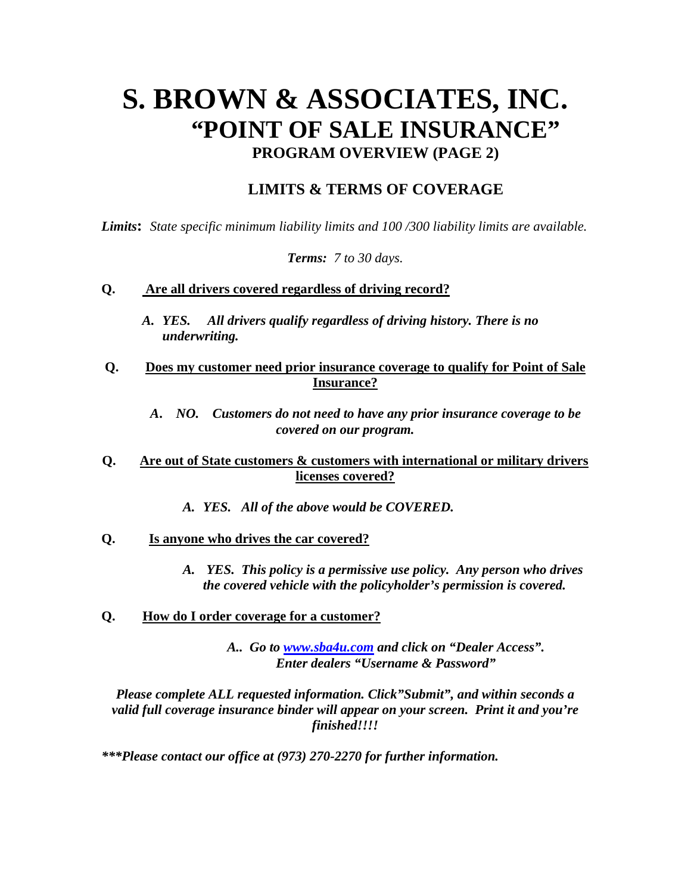# S. BROWN & ASSOCIATES, INC.

## "POINT OF SALE INSURANCE"

### PROGRAM OVERVIEW (PAGE 2)

### LIMITS & TERMS OF COVERAGE

***Limits*:** *State specific minimum liability limits and 100 /300 liability limits are available.*

***Terms:*** *7 to 30 days.*

**Q. Are all drivers covered regardless of driving record?**

***A. YES. All drivers qualify regardless of driving history. There is no underwriting.***

**Q. Does my customer need prior insurance coverage to qualify for Point of Sale Insurance?**

***A. NO. Customers do not need to have any prior insurance coverage to be covered on our program.***

**Q. Are out of State customers & customers with international or military drivers licenses covered?**

***A. YES. All of the above would be COVERED.***

**Q. Is anyone who drives the car covered?**

***A. YES. This policy is a permissive use policy. Any person who drives the covered vehicle with the policyholder's permission is covered.***

**Q. How do I order coverage for a customer?**

***A.. Go to [www.sba4u.com](http://www.sba4u.com) and click on "Dealer Access". Enter dealers "Username & Password"***

***Please complete ALL requested information. Click"Submit", and within seconds a valid full coverage insurance binder will appear on your screen. Print it and you're finished!!!!***

****\*\*Please contact our office at (973) 270-2270 for further information.***